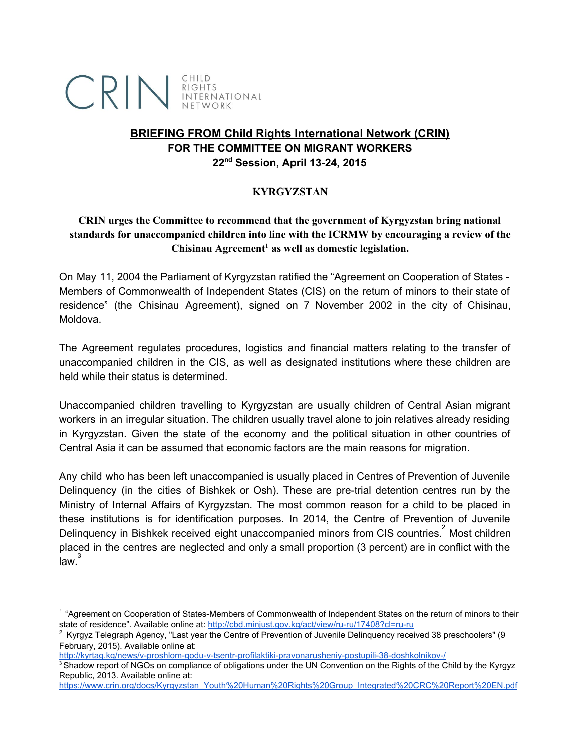CRIN CHILD RIGHTS INTERNATIONAL NETWORK

# BRIEFING FROM Child Rights International Network (CRIN)
## FOR THE COMMITTEE ON MIGRANT WORKERS
## 22nd Session, April 13-24, 2015

### KYRGYZSTAN

**CRIN urges the Committee to recommend that the government of Kyrgyzstan bring national standards for unaccompanied children into line with the ICRMW by encouraging a review of the Chisinau Agreement[1] as well as domestic legislation.**

On May 11, 2004 the Parliament of Kyrgyzstan ratified the "Agreement on Cooperation of States - Members of Commonwealth of Independent States (CIS) on the return of minors to their state of residence" (the Chisinau Agreement), signed on 7 November 2002 in the city of Chisinau, Moldova.

The Agreement regulates procedures, logistics and financial matters relating to the transfer of unaccompanied children in the CIS, as well as designated institutions where these children are held while their status is determined.

Unaccompanied children travelling to Kyrgyzstan are usually children of Central Asian migrant workers in an irregular situation. The children usually travel alone to join relatives already residing in Kyrgyzstan. Given the state of the economy and the political situation in other countries of Central Asia it can be assumed that economic factors are the main reasons for migration.

Any child who has been left unaccompanied is usually placed in Centres of Prevention of Juvenile Delinquency (in the cities of Bishkek or Osh). These are pre-trial detention centres run by the Ministry of Internal Affairs of Kyrgyzstan. The most common reason for a child to be placed in these institutions is for identification purposes. In 2014, the Centre of Prevention of Juvenile Delinquency in Bishkek received eight unaccompanied minors from CIS countries.[2] Most children placed in the centres are neglected and only a small proportion (3 percent) are in conflict with the law.[3]

---

[1] "Agreement on Cooperation of States-Members of Commonwealth of Independent States on the return of minors to their state of residence". Available online at: http://cbd.minjust.gov.kg/act/view/ru-ru/17408?cl=ru-ru

[2] Kyrgyz Telegraph Agency, "Last year the Centre of Prevention of Juvenile Delinquency received 38 preschoolers" (9 February, 2015). Available online at: http://kyrtag.kg/news/v-proshlom-godu-v-tsentr-profilaktiki-pravonarusheniy-postupili-38-doshkolnikov-/

[3] Shadow report of NGOs on compliance of obligations under the UN Convention on the Rights of the Child by the Kyrgyz Republic, 2013. Available online at: https://www.crin.org/docs/Kyrgyzstan_Youth%20Human%20Rights%20Group_Integrated%20CRC%20Report%20EN.pdf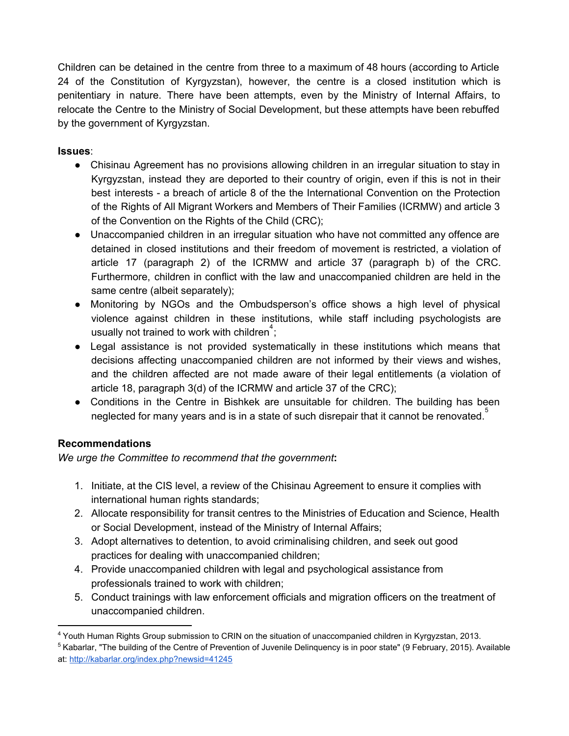Children can be detained in the centre from three to a maximum of 48 hours (according to Article 24 of the Constitution of Kyrgyzstan), however, the centre is a closed institution which is penitentiary in nature. There have been attempts, even by the Ministry of Internal Affairs, to relocate the Centre to the Ministry of Social Development, but these attempts have been rebuffed by the government of Kyrgyzstan.

**Issues**:

- Chisinau Agreement has no provisions allowing children in an irregular situation to stay in Kyrgyzstan, instead they are deported to their country of origin, even if this is not in their best interests - a breach of article 8 of the the International Convention on the Protection of the Rights of All Migrant Workers and Members of Their Families (ICRMW) and article 3 of the Convention on the Rights of the Child (CRC);
- Unaccompanied children in an irregular situation who have not committed any offence are detained in closed institutions and their freedom of movement is restricted, a violation of article 17 (paragraph 2) of the ICRMW and article 37 (paragraph b) of the CRC. Furthermore, children in conflict with the law and unaccompanied children are held in the same centre (albeit separately);
- Monitoring by NGOs and the Ombudsperson's office shows a high level of physical violence against children in these institutions, while staff including psychologists are usually not trained to work with children[4];
- Legal assistance is not provided systematically in these institutions which means that decisions affecting unaccompanied children are not informed by their views and wishes, and the children affected are not made aware of their legal entitlements (a violation of article 18, paragraph 3(d) of the ICRMW and article 37 of the CRC);
- Conditions in the Centre in Bishkek are unsuitable for children. The building has been neglected for many years and is in a state of such disrepair that it cannot be renovated.[5]

**Recommendations**

*We urge the Committee to recommend that the government***:**

1. Initiate, at the CIS level, a review of the Chisinau Agreement to ensure it complies with international human rights standards;
2. Allocate responsibility for transit centres to the Ministries of Education and Science, Health or Social Development, instead of the Ministry of Internal Affairs;
3. Adopt alternatives to detention, to avoid criminalising children, and seek out good practices for dealing with unaccompanied children;
4. Provide unaccompanied children with legal and psychological assistance from professionals trained to work with children;
5. Conduct trainings with law enforcement officials and migration officers on the treatment of unaccompanied children.

---

[4] Youth Human Rights Group submission to CRIN on the situation of unaccompanied children in Kyrgyzstan, 2013.

[5] Kabarlar, "The building of the Centre of Prevention of Juvenile Delinquency is in poor state" (9 February, 2015). Available at: http://kabarlar.org/index.php?newsid=41245